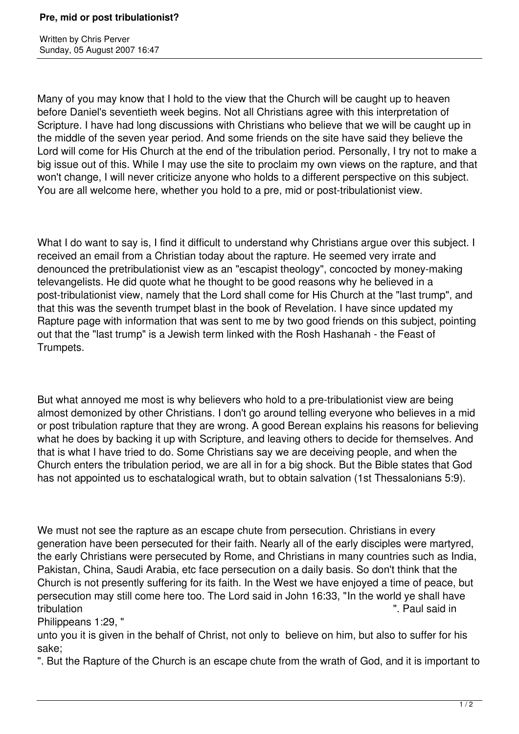# Pre, mid or post tribulationist?

Written by Chris Perver
Sunday, 05 August 2007 16:47

Many of you may know that I hold to the view that the Church will be caught up to heaven before Daniel's seventieth week begins. Not all Christians agree with this interpretation of Scripture. I have had long discussions with Christians who believe that we will be caught up in the middle of the seven year period. And some friends on the site have said they believe the Lord will come for His Church at the end of the tribulation period. Personally, I try not to make a big issue out of this. While I may use the site to proclaim my own views on the rapture, and that won't change, I will never criticize anyone who holds to a different perspective on this subject. You are all welcome here, whether you hold to a pre, mid or post-tribulationist view.

What I do want to say is, I find it difficult to understand why Christians argue over this subject. I received an email from a Christian today about the rapture. He seemed very irrate and denounced the pretribulationist view as an "escapist theology", concocted by money-making televangelists. He did quote what he thought to be good reasons why he believed in a post-tribulationist view, namely that the Lord shall come for His Church at the "last trump", and that this was the seventh trumpet blast in the book of Revelation. I have since updated my Rapture page with information that was sent to me by two good friends on this subject, pointing out that the "last trump" is a Jewish term linked with the Rosh Hashanah - the Feast of Trumpets.

But what annoyed me most is why believers who hold to a pre-tribulationist view are being almost demonized by other Christians. I don't go around telling everyone who believes in a mid or post tribulation rapture that they are wrong. A good Berean explains his reasons for believing what he does by backing it up with Scripture, and leaving others to decide for themselves. And that is what I have tried to do. Some Christians say we are deceiving people, and when the Church enters the tribulation period, we are all in for a big shock. But the Bible states that God has not appointed us to eschatological wrath, but to obtain salvation (1st Thessalonians 5:9).

We must not see the rapture as an escape chute from persecution. Christians in every generation have been persecuted for their faith. Nearly all of the early disciples were martyred, the early Christians were persecuted by Rome, and Christians in many countries such as India, Pakistan, China, Saudi Arabia, etc face persecution on a daily basis. So don't think that the Church is not presently suffering for its faith. In the West we have enjoyed a time of peace, but persecution may still come here too. The Lord said in John 16:33, "In the world ye shall have tribulation". Paul said in Philippeans 1:29, "unto you it is given in the behalf of Christ, not only to believe on him, but also to suffer for his sake;". But the Rapture of the Church is an escape chute from the wrath of God, and it is important to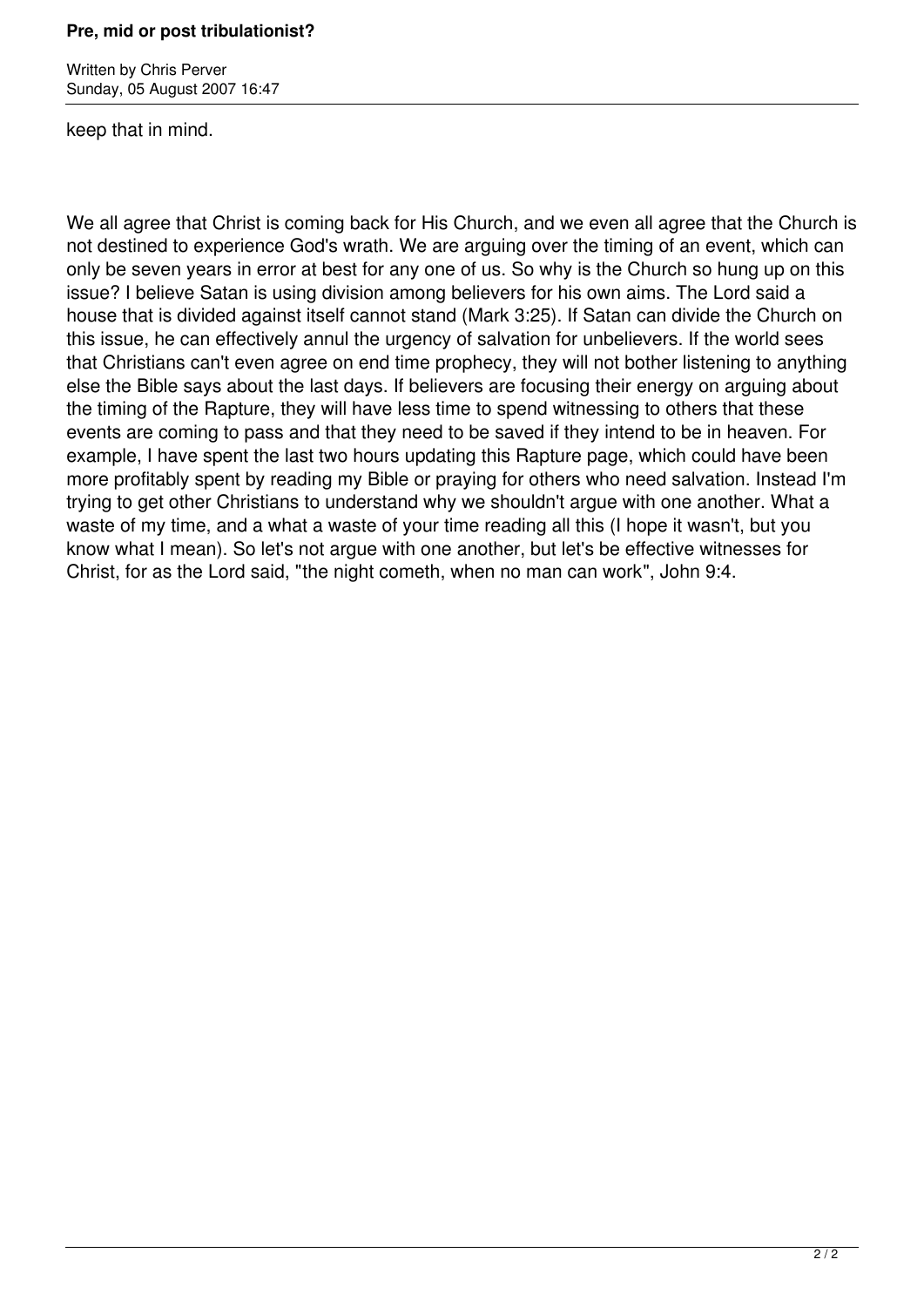keep that in mind.

We all agree that Christ is coming back for His Church, and we even all agree that the Church is not destined to experience God's wrath. We are arguing over the timing of an event, which can only be seven years in error at best for any one of us. So why is the Church so hung up on this issue? I believe Satan is using division among believers for his own aims. The Lord said a house that is divided against itself cannot stand (Mark 3:25). If Satan can divide the Church on this issue, he can effectively annul the urgency of salvation for unbelievers. If the world sees that Christians can't even agree on end time prophecy, they will not bother listening to anything else the Bible says about the last days. If believers are focusing their energy on arguing about the timing of the Rapture, they will have less time to spend witnessing to others that these events are coming to pass and that they need to be saved if they intend to be in heaven. For example, I have spent the last two hours updating this Rapture page, which could have been more profitably spent by reading my Bible or praying for others who need salvation. Instead I'm trying to get other Christians to understand why we shouldn't argue with one another. What a waste of my time, and a what a waste of your time reading all this (I hope it wasn't, but you know what I mean). So let's not argue with one another, but let's be effective witnesses for Christ, for as the Lord said, "the night cometh, when no man can work", John 9:4.